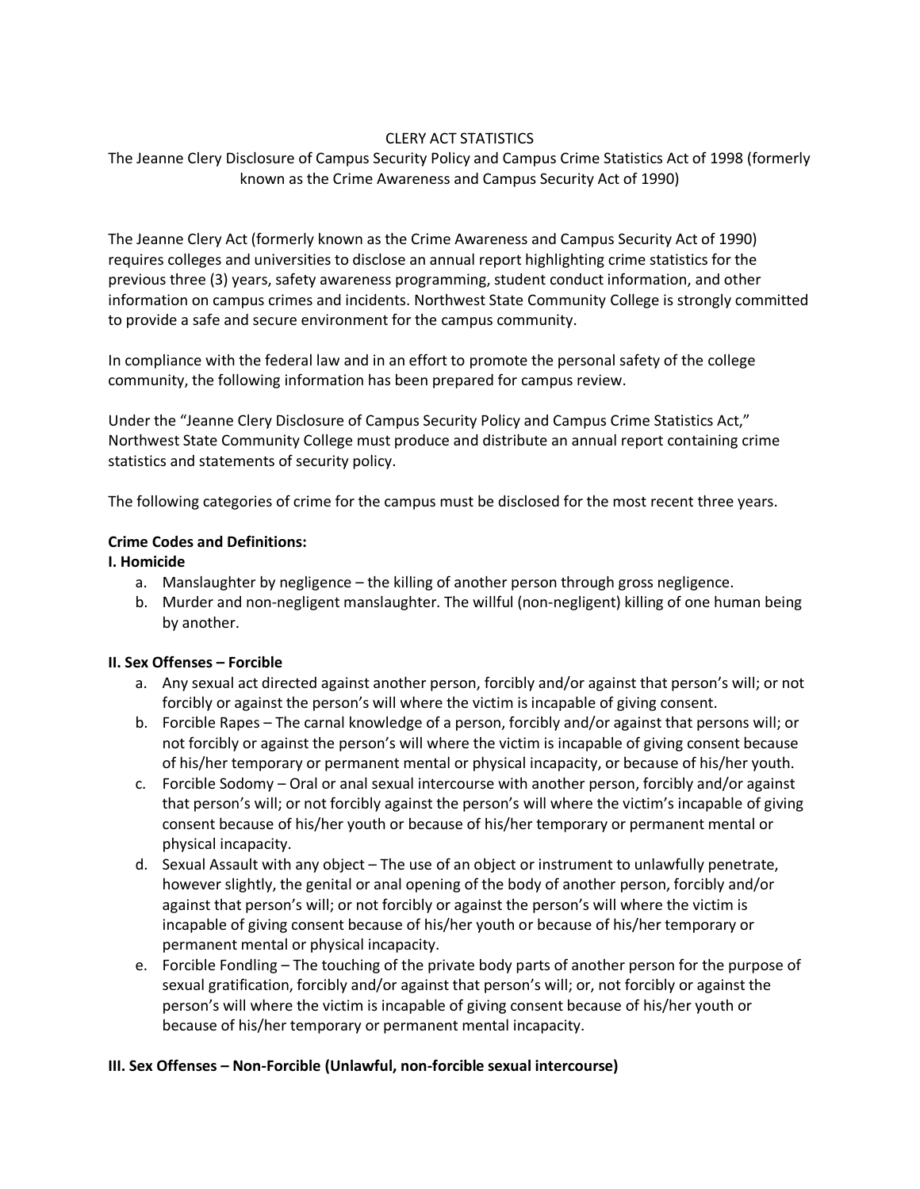# CLERY ACT STATISTICS

The Jeanne Clery Disclosure of Campus Security Policy and Campus Crime Statistics Act of 1998 (formerly known as the Crime Awareness and Campus Security Act of 1990)

The Jeanne Clery Act (formerly known as the Crime Awareness and Campus Security Act of 1990) requires colleges and universities to disclose an annual report highlighting crime statistics for the previous three (3) years, safety awareness programming, student conduct information, and other information on campus crimes and incidents. Northwest State Community College is strongly committed to provide a safe and secure environment for the campus community.

In compliance with the federal law and in an effort to promote the personal safety of the college community, the following information has been prepared for campus review.

Under the "Jeanne Clery Disclosure of Campus Security Policy and Campus Crime Statistics Act," Northwest State Community College must produce and distribute an annual report containing crime statistics and statements of security policy.

The following categories of crime for the campus must be disclosed for the most recent three years.

**Crime Codes and Definitions:**

**I. Homicide**

a. Manslaughter by negligence – the killing of another person through gross negligence.
b. Murder and non-negligent manslaughter. The willful (non-negligent) killing of one human being by another.

**II. Sex Offenses – Forcible**

a. Any sexual act directed against another person, forcibly and/or against that person's will; or not forcibly or against the person's will where the victim is incapable of giving consent.
b. Forcible Rapes – The carnal knowledge of a person, forcibly and/or against that persons will; or not forcibly or against the person's will where the victim is incapable of giving consent because of his/her temporary or permanent mental or physical incapacity, or because of his/her youth.
c. Forcible Sodomy – Oral or anal sexual intercourse with another person, forcibly and/or against that person's will; or not forcibly against the person's will where the victim's incapable of giving consent because of his/her youth or because of his/her temporary or permanent mental or physical incapacity.
d. Sexual Assault with any object – The use of an object or instrument to unlawfully penetrate, however slightly, the genital or anal opening of the body of another person, forcibly and/or against that person's will; or not forcibly or against the person's will where the victim is incapable of giving consent because of his/her youth or because of his/her temporary or permanent mental or physical incapacity.
e. Forcible Fondling – The touching of the private body parts of another person for the purpose of sexual gratification, forcibly and/or against that person's will; or, not forcibly or against the person's will where the victim is incapable of giving consent because of his/her youth or because of his/her temporary or permanent mental incapacity.

**III. Sex Offenses – Non-Forcible (Unlawful, non-forcible sexual intercourse)**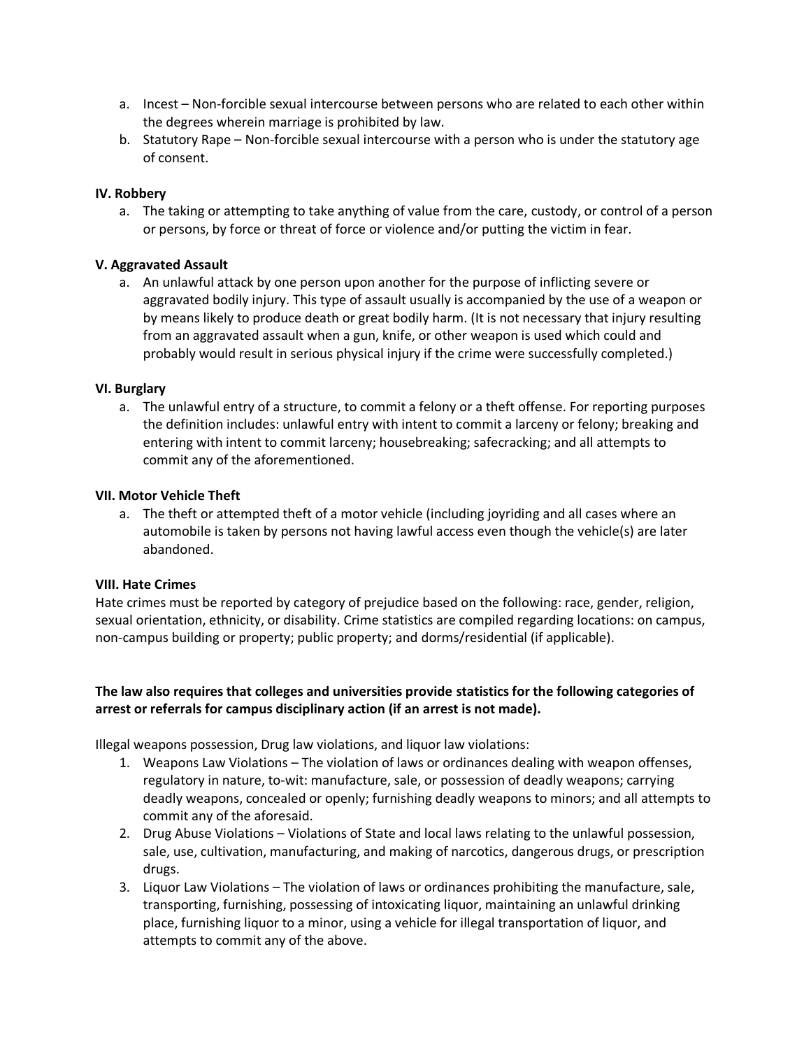a. Incest – Non-forcible sexual intercourse between persons who are related to each other within the degrees wherein marriage is prohibited by law.
b. Statutory Rape – Non-forcible sexual intercourse with a person who is under the statutory age of consent.

**IV. Robbery**

a. The taking or attempting to take anything of value from the care, custody, or control of a person or persons, by force or threat of force or violence and/or putting the victim in fear.

**V. Aggravated Assault**

a. An unlawful attack by one person upon another for the purpose of inflicting severe or aggravated bodily injury. This type of assault usually is accompanied by the use of a weapon or by means likely to produce death or great bodily harm. (It is not necessary that injury resulting from an aggravated assault when a gun, knife, or other weapon is used which could and probably would result in serious physical injury if the crime were successfully completed.)

**VI. Burglary**

a. The unlawful entry of a structure, to commit a felony or a theft offense. For reporting purposes the definition includes: unlawful entry with intent to commit a larceny or felony; breaking and entering with intent to commit larceny; housebreaking; safecracking; and all attempts to commit any of the aforementioned.

**VII. Motor Vehicle Theft**

a. The theft or attempted theft of a motor vehicle (including joyriding and all cases where an automobile is taken by persons not having lawful access even though the vehicle(s) are later abandoned.

**VIII. Hate Crimes**

Hate crimes must be reported by category of prejudice based on the following: race, gender, religion, sexual orientation, ethnicity, or disability. Crime statistics are compiled regarding locations: on campus, non-campus building or property; public property; and dorms/residential (if applicable).

**The law also requires that colleges and universities provide statistics for the following categories of arrest or referrals for campus disciplinary action (if an arrest is not made).**

Illegal weapons possession, Drug law violations, and liquor law violations:

1. Weapons Law Violations – The violation of laws or ordinances dealing with weapon offenses, regulatory in nature, to-wit: manufacture, sale, or possession of deadly weapons; carrying deadly weapons, concealed or openly; furnishing deadly weapons to minors; and all attempts to commit any of the aforesaid.
2. Drug Abuse Violations – Violations of State and local laws relating to the unlawful possession, sale, use, cultivation, manufacturing, and making of narcotics, dangerous drugs, or prescription drugs.
3. Liquor Law Violations – The violation of laws or ordinances prohibiting the manufacture, sale, transporting, furnishing, possessing of intoxicating liquor, maintaining an unlawful drinking place, furnishing liquor to a minor, using a vehicle for illegal transportation of liquor, and attempts to commit any of the above.